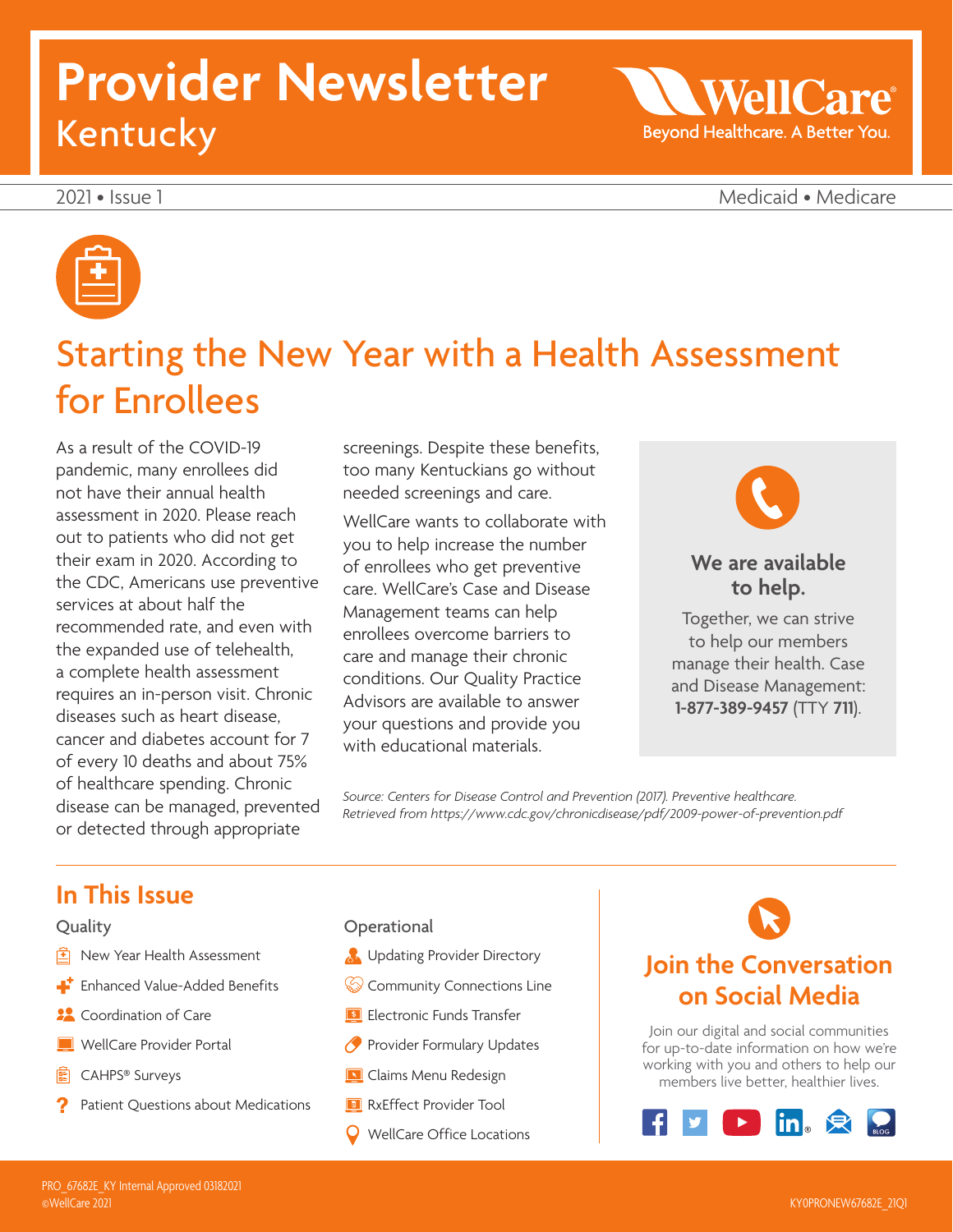# Provider Newsletter
## Kentucky

WellCare
Beyond Healthcare. A Better You.

2021 • Issue 1

Medicaid • Medicare

## Starting the New Year with a Health Assessment for Enrollees

As a result of the COVID-19 pandemic, many enrollees did not have their annual health assessment in 2020. Please reach out to patients who did not get their exam in 2020. According to the CDC, Americans use preventive services at about half the recommended rate, and even with the expanded use of telehealth, a complete health assessment requires an in-person visit. Chronic diseases such as heart disease, cancer and diabetes account for 7 of every 10 deaths and about 75% of healthcare spending. Chronic disease can be managed, prevented or detected through appropriate screenings. Despite these benefits, too many Kentuckians go without needed screenings and care.

WellCare wants to collaborate with you to help increase the number of enrollees who get preventive care. WellCare's Case and Disease Management teams can help enrollees overcome barriers to care and manage their chronic conditions. Our Quality Practice Advisors are available to answer your questions and provide you with educational materials.

*Source: Centers for Disease Control and Prevention (2017). Preventive healthcare. Retrieved from https://www.cdc.gov/chronicdisease/pdf/2009-power-of-prevention.pdf*

### We are available to help.

Together, we can strive to help our members manage their health. Case and Disease Management: **1-877-389-9457** (TTY **711**).

## In This Issue

**Quality**

- New Year Health Assessment
- Enhanced Value-Added Benefits
- Coordination of Care
- WellCare Provider Portal
- CAHPS® Surveys
- Patient Questions about Medications

**Operational**

- Updating Provider Directory
- Community Connections Line
- Electronic Funds Transfer
- Provider Formulary Updates
- Claims Menu Redesign
- RxEffect Provider Tool
- WellCare Office Locations

## Join the Conversation on Social Media

Join our digital and social communities for up-to-date information on how we're working with you and others to help our members live better, healthier lives.

PRO_67682E_KY Internal Approved 03182021
©WellCare 2021

KY0PRONEW67682E_21Q1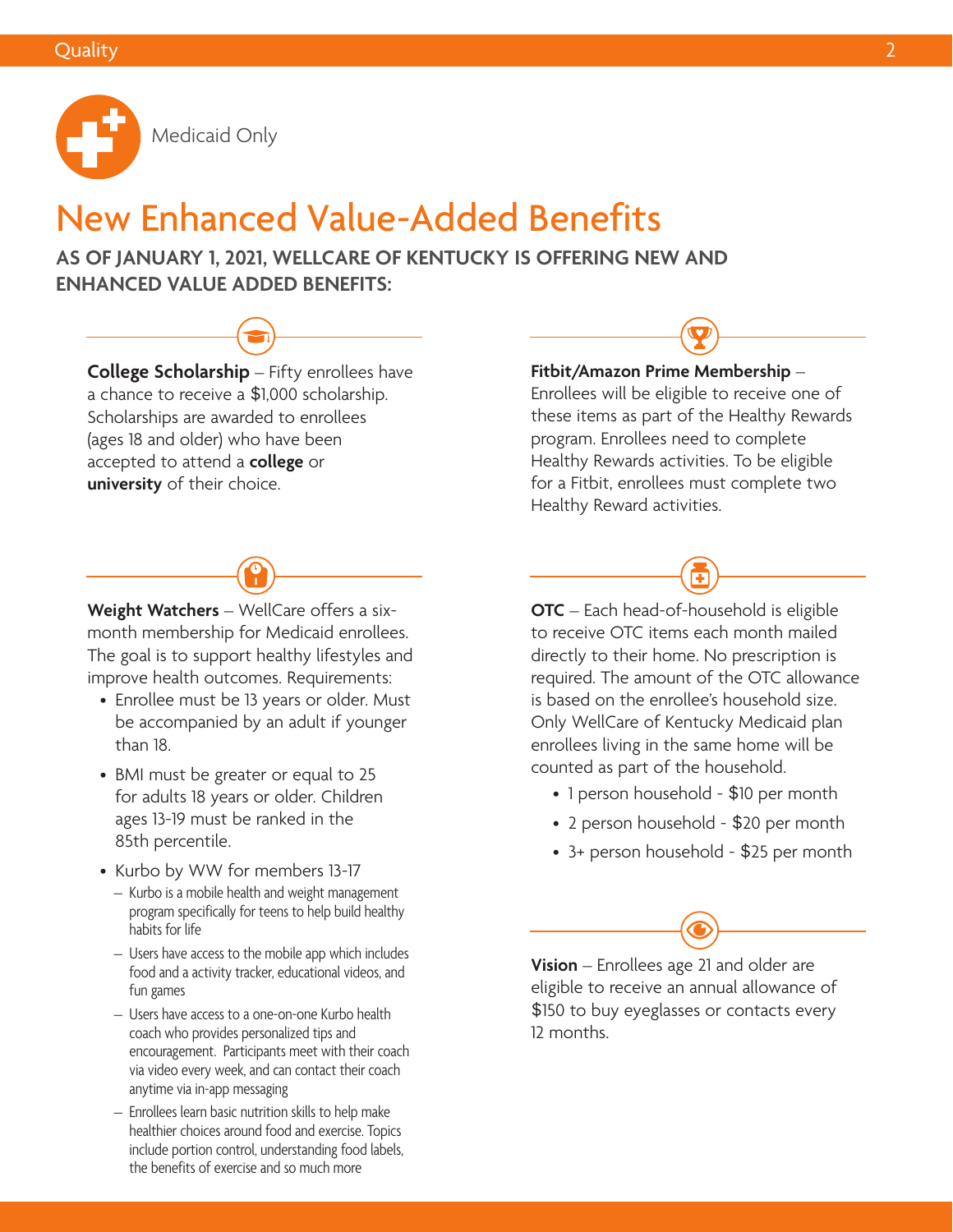Medicaid Only

# New Enhanced Value-Added Benefits

**AS OF JANUARY 1, 2021, WELLCARE OF KENTUCKY IS OFFERING NEW AND ENHANCED VALUE ADDED BENEFITS:**

**College Scholarship** – Fifty enrollees have a chance to receive a $1,000 scholarship. Scholarships are awarded to enrollees (ages 18 and older) who have been accepted to attend a **college** or **university** of their choice.

**Weight Watchers** – WellCare offers a six-month membership for Medicaid enrollees. The goal is to support healthy lifestyles and improve health outcomes. Requirements:

- Enrollee must be 13 years or older. Must be accompanied by an adult if younger than 18.
- BMI must be greater or equal to 25 for adults 18 years or older. Children ages 13-19 must be ranked in the 85th percentile.
- Kurbo by WW for members 13-17
  - Kurbo is a mobile health and weight management program specifically for teens to help build healthy habits for life
  - Users have access to the mobile app which includes food and a activity tracker, educational videos, and fun games
  - Users have access to a one-on-one Kurbo health coach who provides personalized tips and encouragement. Participants meet with their coach via video every week, and can contact their coach anytime via in-app messaging
  - Enrollees learn basic nutrition skills to help make healthier choices around food and exercise. Topics include portion control, understanding food labels, the benefits of exercise and so much more

**Fitbit/Amazon Prime Membership** – Enrollees will be eligible to receive one of these items as part of the Healthy Rewards program. Enrollees need to complete Healthy Rewards activities. To be eligible for a Fitbit, enrollees must complete two Healthy Reward activities.

**OTC** – Each head-of-household is eligible to receive OTC items each month mailed directly to their home. No prescription is required. The amount of the OTC allowance is based on the enrollee's household size. Only WellCare of Kentucky Medicaid plan enrollees living in the same home will be counted as part of the household.

- 1 person household - $10 per month
- 2 person household - $20 per month
- 3+ person household - $25 per month

**Vision** – Enrollees age 21 and older are eligible to receive an annual allowance of $150 to buy eyeglasses or contacts every 12 months.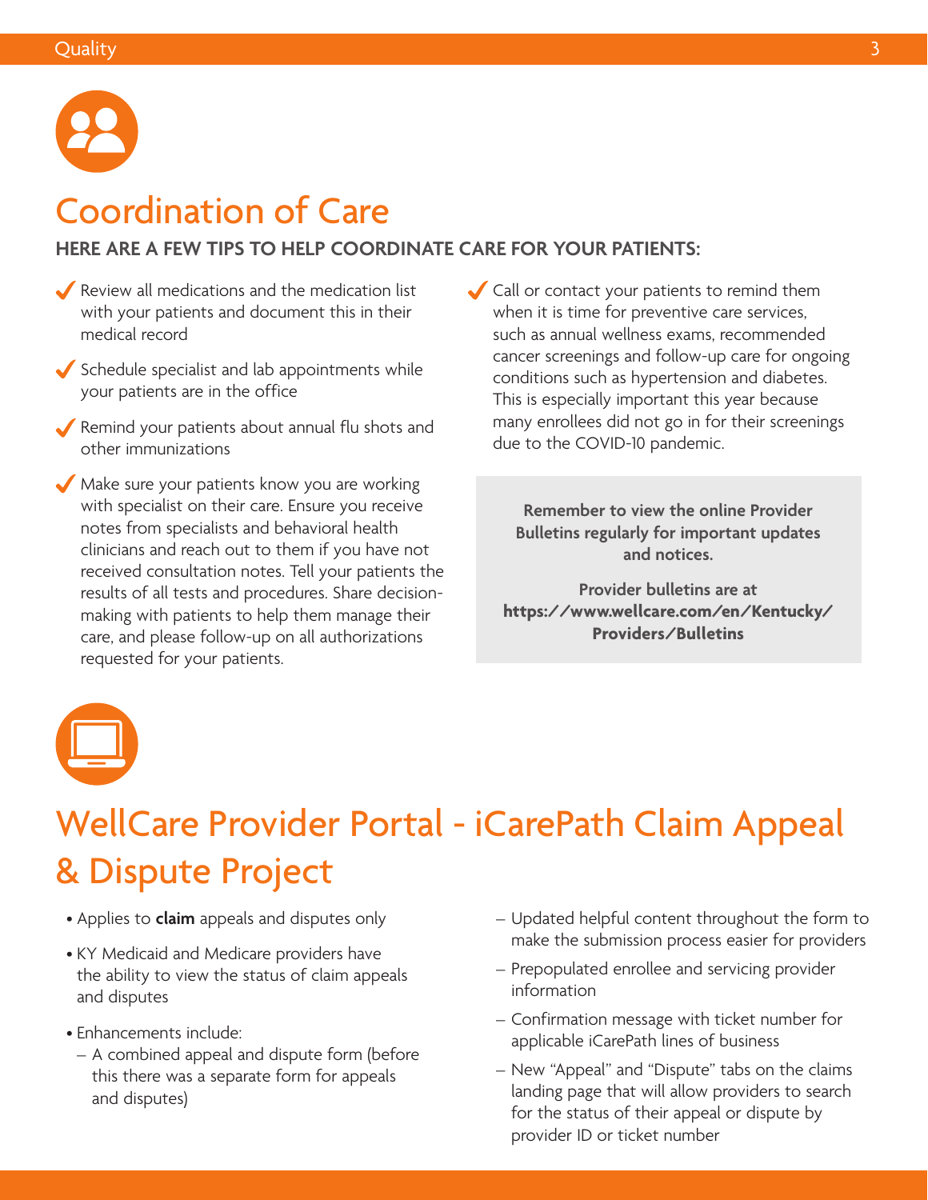# Coordination of Care

**HERE ARE A FEW TIPS TO HELP COORDINATE CARE FOR YOUR PATIENTS:**

- ✓ Review all medications and the medication list with your patients and document this in their medical record
- ✓ Schedule specialist and lab appointments while your patients are in the office
- ✓ Remind your patients about annual flu shots and other immunizations
- ✓ Make sure your patients know you are working with specialist on their care. Ensure you receive notes from specialists and behavioral health clinicians and reach out to them if you have not received consultation notes. Tell your patients the results of all tests and procedures. Share decision-making with patients to help them manage their care, and please follow-up on all authorizations requested for your patients.
- ✓ Call or contact your patients to remind them when it is time for preventive care services, such as annual wellness exams, recommended cancer screenings and follow-up care for ongoing conditions such as hypertension and diabetes. This is especially important this year because many enrollees did not go in for their screenings due to the COVID-10 pandemic.

**Remember to view the online Provider Bulletins regularly for important updates and notices.**

**Provider bulletins are at https://www.wellcare.com/en/Kentucky/Providers/Bulletins**

# WellCare Provider Portal - iCarePath Claim Appeal & Dispute Project

- Applies to **claim** appeals and disputes only
- KY Medicaid and Medicare providers have the ability to view the status of claim appeals and disputes
- Enhancements include:
  - A combined appeal and dispute form (before this there was a separate form for appeals and disputes)
  - Updated helpful content throughout the form to make the submission process easier for providers
  - Prepopulated enrollee and servicing provider information
  - Confirmation message with ticket number for applicable iCarePath lines of business
  - New "Appeal" and "Dispute" tabs on the claims landing page that will allow providers to search for the status of their appeal or dispute by provider ID or ticket number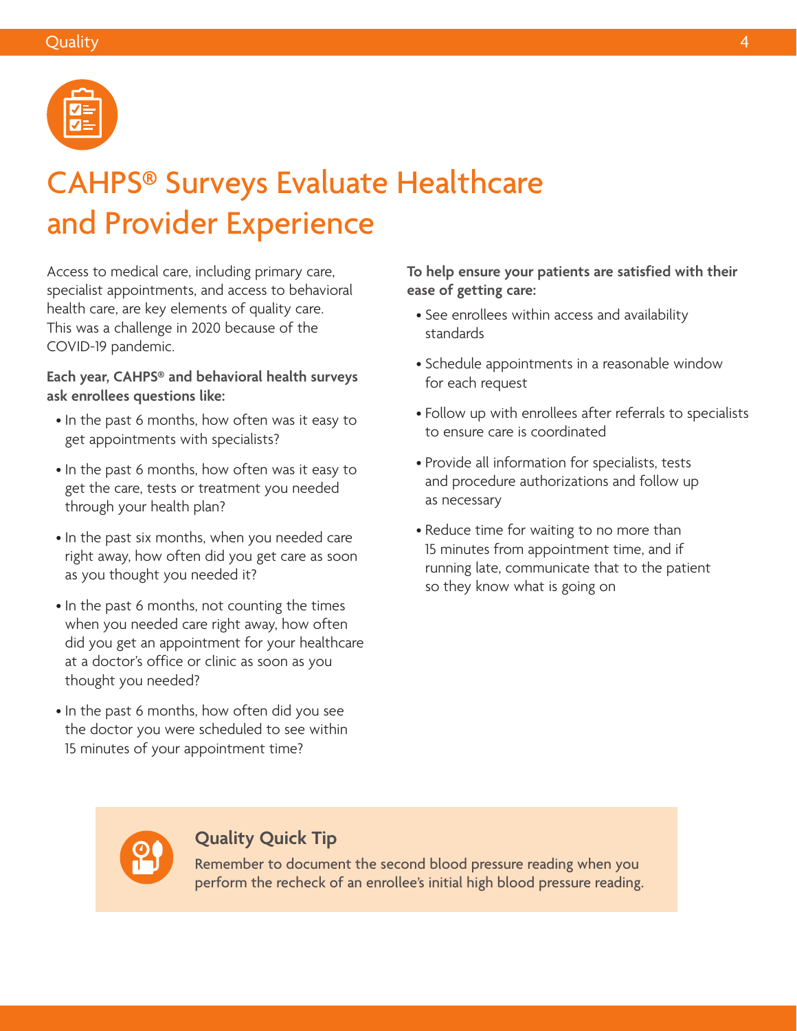# CAHPS® Surveys Evaluate Healthcare and Provider Experience

Access to medical care, including primary care, specialist appointments, and access to behavioral health care, are key elements of quality care. This was a challenge in 2020 because of the COVID-19 pandemic.

**Each year, CAHPS® and behavioral health surveys ask enrollees questions like:**

- In the past 6 months, how often was it easy to get appointments with specialists?
- In the past 6 months, how often was it easy to get the care, tests or treatment you needed through your health plan?
- In the past six months, when you needed care right away, how often did you get care as soon as you thought you needed it?
- In the past 6 months, not counting the times when you needed care right away, how often did you get an appointment for your healthcare at a doctor's office or clinic as soon as you thought you needed?
- In the past 6 months, how often did you see the doctor you were scheduled to see within 15 minutes of your appointment time?

**To help ensure your patients are satisfied with their ease of getting care:**

- See enrollees within access and availability standards
- Schedule appointments in a reasonable window for each request
- Follow up with enrollees after referrals to specialists to ensure care is coordinated
- Provide all information for specialists, tests and procedure authorizations and follow up as necessary
- Reduce time for waiting to no more than 15 minutes from appointment time, and if running late, communicate that to the patient so they know what is going on

### Quality Quick Tip

Remember to document the second blood pressure reading when you perform the recheck of an enrollee's initial high blood pressure reading.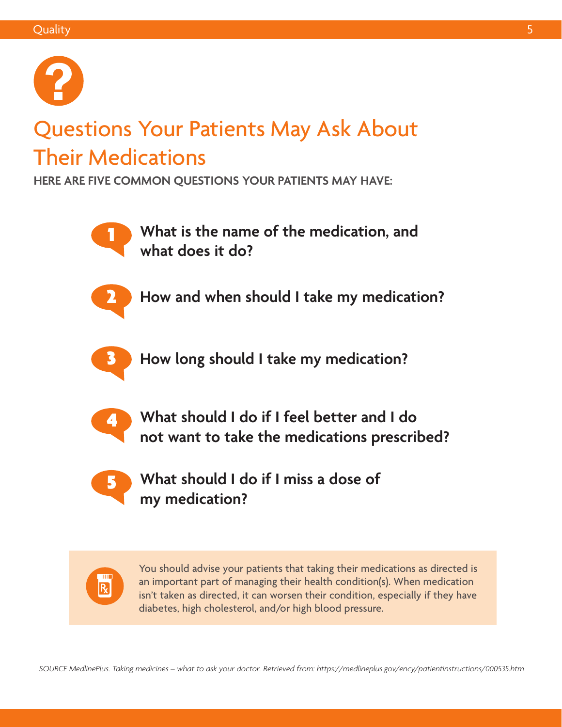# Questions Your Patients May Ask About Their Medications

**HERE ARE FIVE COMMON QUESTIONS YOUR PATIENTS MAY HAVE:**

1. **What is the name of the medication, and what does it do?**
2. **How and when should I take my medication?**
3. **How long should I take my medication?**
4. **What should I do if I feel better and I do not want to take the medications prescribed?**
5. **What should I do if I miss a dose of my medication?**

You should advise your patients that taking their medications as directed is an important part of managing their health condition(s). When medication isn't taken as directed, it can worsen their condition, especially if they have diabetes, high cholesterol, and/or high blood pressure.

*SOURCE MedlinePlus. Taking medicines – what to ask your doctor. Retrieved from: https://medlineplus.gov/ency/patientinstructions/000535.htm*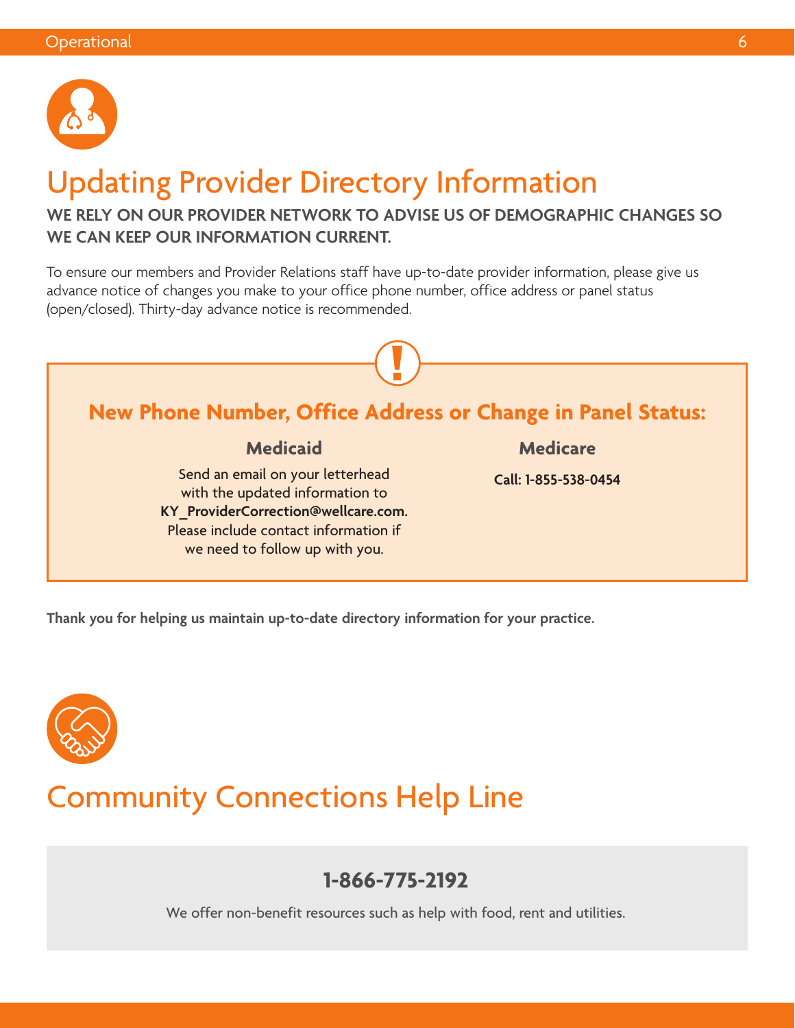# Updating Provider Directory Information

**WE RELY ON OUR PROVIDER NETWORK TO ADVISE US OF DEMOGRAPHIC CHANGES SO WE CAN KEEP OUR INFORMATION CURRENT.**

To ensure our members and Provider Relations staff have up-to-date provider information, please give us advance notice of changes you make to your office phone number, office address or panel status (open/closed). Thirty-day advance notice is recommended.

## New Phone Number, Office Address or Change in Panel Status:

### Medicaid

Send an email on your letterhead with the updated information to **KY_ProviderCorrection@wellcare.com.** Please include contact information if we need to follow up with you.

### Medicare

**Call: 1-855-538-0454**

**Thank you for helping us maintain up-to-date directory information for your practice.**

# Community Connections Help Line

**1-866-775-2192**

We offer non-benefit resources such as help with food, rent and utilities.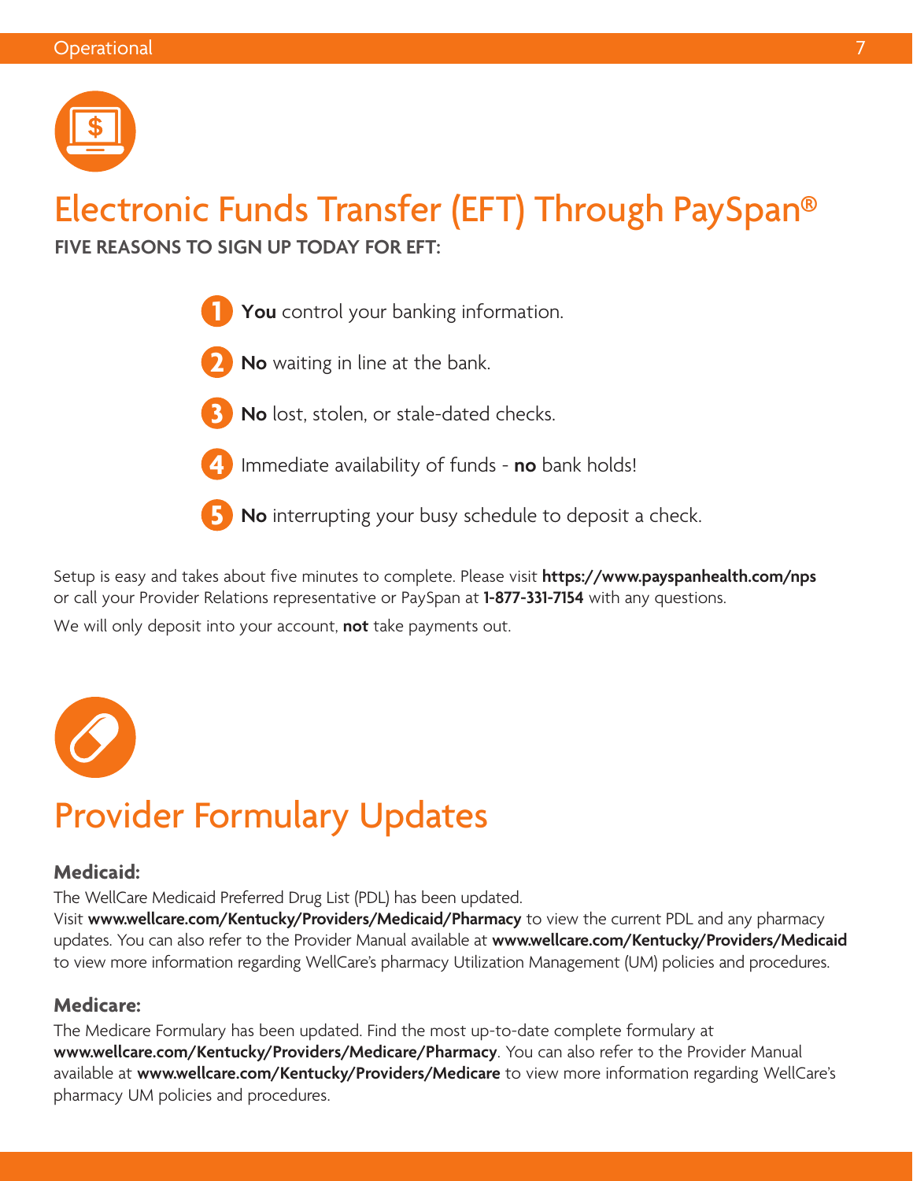# Electronic Funds Transfer (EFT) Through PaySpan®

**FIVE REASONS TO SIGN UP TODAY FOR EFT:**

1. **You** control your banking information.
2. **No** waiting in line at the bank.
3. **No** lost, stolen, or stale-dated checks.
4. Immediate availability of funds - **no** bank holds!
5. **No** interrupting your busy schedule to deposit a check.

Setup is easy and takes about five minutes to complete. Please visit **https://www.payspanhealth.com/nps** or call your Provider Relations representative or PaySpan at **1-877-331-7154** with any questions.

We will only deposit into your account, **not** take payments out.

# Provider Formulary Updates

### Medicaid:

The WellCare Medicaid Preferred Drug List (PDL) has been updated.
Visit **www.wellcare.com/Kentucky/Providers/Medicaid/Pharmacy** to view the current PDL and any pharmacy updates. You can also refer to the Provider Manual available at **www.wellcare.com/Kentucky/Providers/Medicaid** to view more information regarding WellCare's pharmacy Utilization Management (UM) policies and procedures.

### Medicare:

The Medicare Formulary has been updated. Find the most up-to-date complete formulary at **www.wellcare.com/Kentucky/Providers/Medicare/Pharmacy**. You can also refer to the Provider Manual available at **www.wellcare.com/Kentucky/Providers/Medicare** to view more information regarding WellCare's pharmacy UM policies and procedures.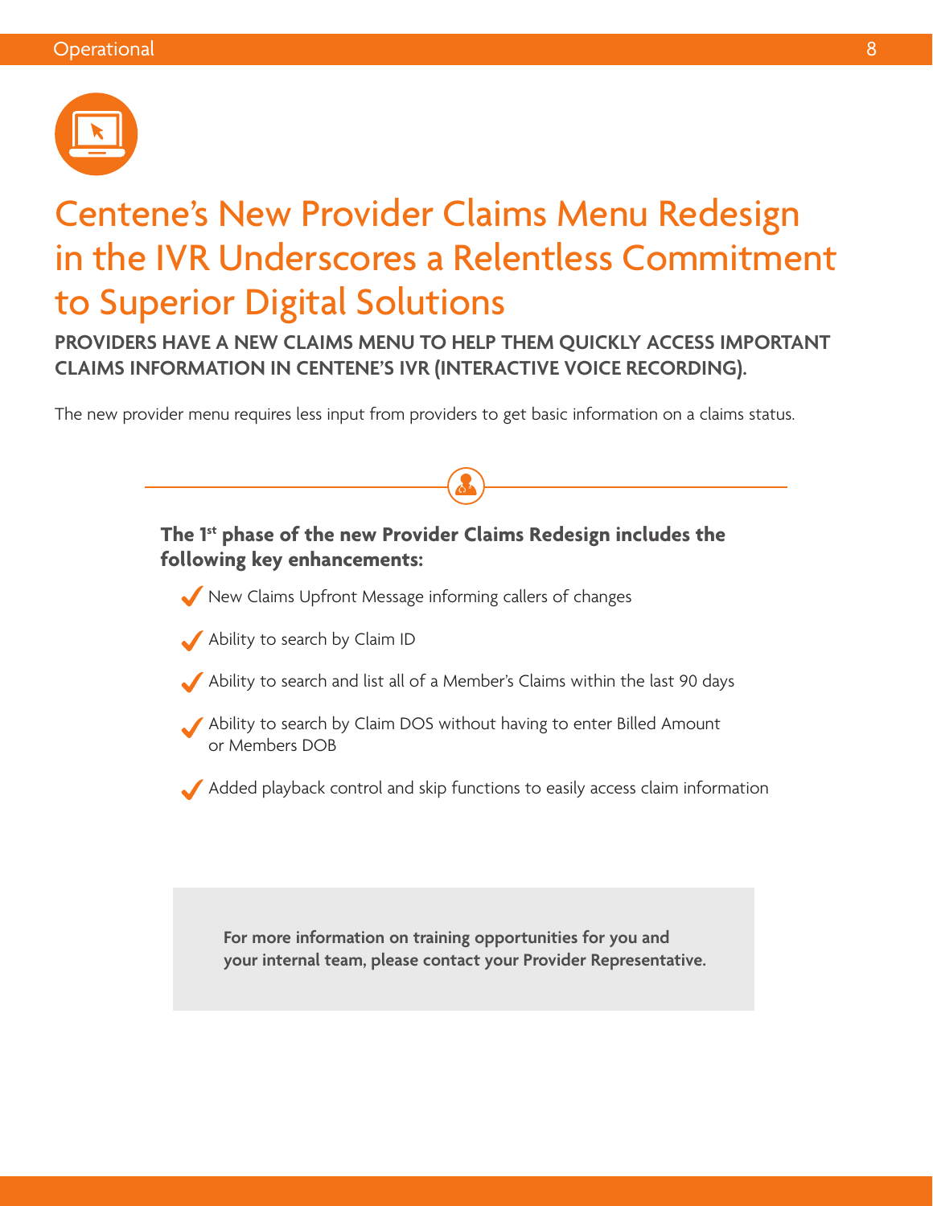# Centene's New Provider Claims Menu Redesign in the IVR Underscores a Relentless Commitment to Superior Digital Solutions

**PROVIDERS HAVE A NEW CLAIMS MENU TO HELP THEM QUICKLY ACCESS IMPORTANT CLAIMS INFORMATION IN CENTENE'S IVR (INTERACTIVE VOICE RECORDING).**

The new provider menu requires less input from providers to get basic information on a claims status.

**The 1st phase of the new Provider Claims Redesign includes the following key enhancements:**

- New Claims Upfront Message informing callers of changes
- Ability to search by Claim ID
- Ability to search and list all of a Member's Claims within the last 90 days
- Ability to search by Claim DOS without having to enter Billed Amount or Members DOB
- Added playback control and skip functions to easily access claim information

**For more information on training opportunities for you and your internal team, please contact your Provider Representative.**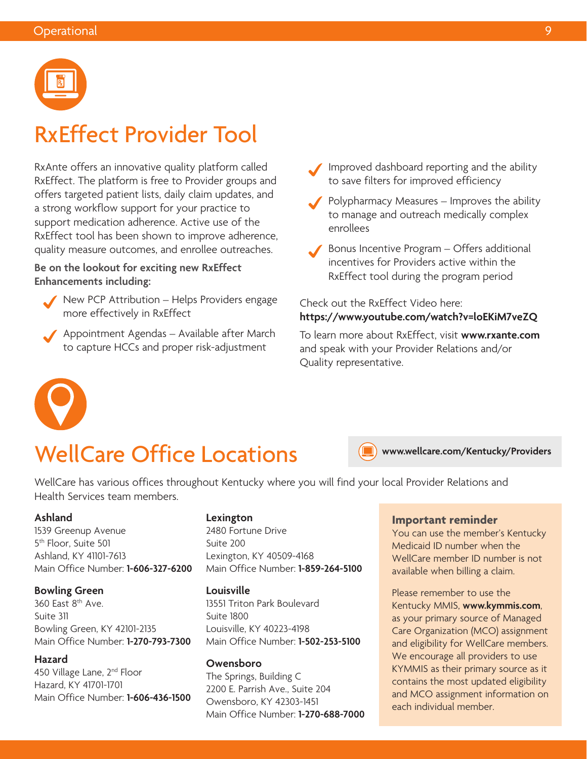# RxEffect Provider Tool

RxAnte offers an innovative quality platform called RxEffect. The platform is free to Provider groups and offers targeted patient lists, daily claim updates, and a strong workflow support for your practice to support medication adherence. Active use of the RxEffect tool has been shown to improve adherence, quality measure outcomes, and enrollee outreaches.

**Be on the lookout for exciting new RxEffect Enhancements including:**

- New PCP Attribution – Helps Providers engage more effectively in RxEffect
- Appointment Agendas – Available after March to capture HCCs and proper risk-adjustment
- Improved dashboard reporting and the ability to save filters for improved efficiency
- Polypharmacy Measures – Improves the ability to manage and outreach medically complex enrollees
- Bonus Incentive Program – Offers additional incentives for Providers active within the RxEffect tool during the program period

Check out the RxEffect Video here: **https://www.youtube.com/watch?v=loEKiM7veZQ**

To learn more about RxEffect, visit **www.rxante.com** and speak with your Provider Relations and/or Quality representative.

# WellCare Office Locations

**www.wellcare.com/Kentucky/Providers**

WellCare has various offices throughout Kentucky where you will find your local Provider Relations and Health Services team members.

**Ashland**
1539 Greenup Avenue
5th Floor, Suite 501
Ashland, KY 41101-7613
Main Office Number: **1-606-327-6200**

**Bowling Green**
360 East 8th Ave.
Suite 311
Bowling Green, KY 42101-2135
Main Office Number: **1-270-793-7300**

**Hazard**
450 Village Lane, 2nd Floor
Hazard, KY 41701-1701
Main Office Number: **1-606-436-1500**

**Lexington**
2480 Fortune Drive
Suite 200
Lexington, KY 40509-4168
Main Office Number: **1-859-264-5100**

**Louisville**
13551 Triton Park Boulevard
Suite 1800
Louisville, KY 40223-4198
Main Office Number: **1-502-253-5100**

**Owensboro**
The Springs, Building C
2200 E. Parrish Ave., Suite 204
Owensboro, KY 42303-1451
Main Office Number: **1-270-688-7000**

**Important reminder**

You can use the member's Kentucky Medicaid ID number when the WellCare member ID number is not available when billing a claim.

Please remember to use the Kentucky MMIS, **www.kymmis.com**, as your primary source of Managed Care Organization (MCO) assignment and eligibility for WellCare members. We encourage all providers to use KYMMIS as their primary source as it contains the most updated eligibility and MCO assignment information on each individual member.